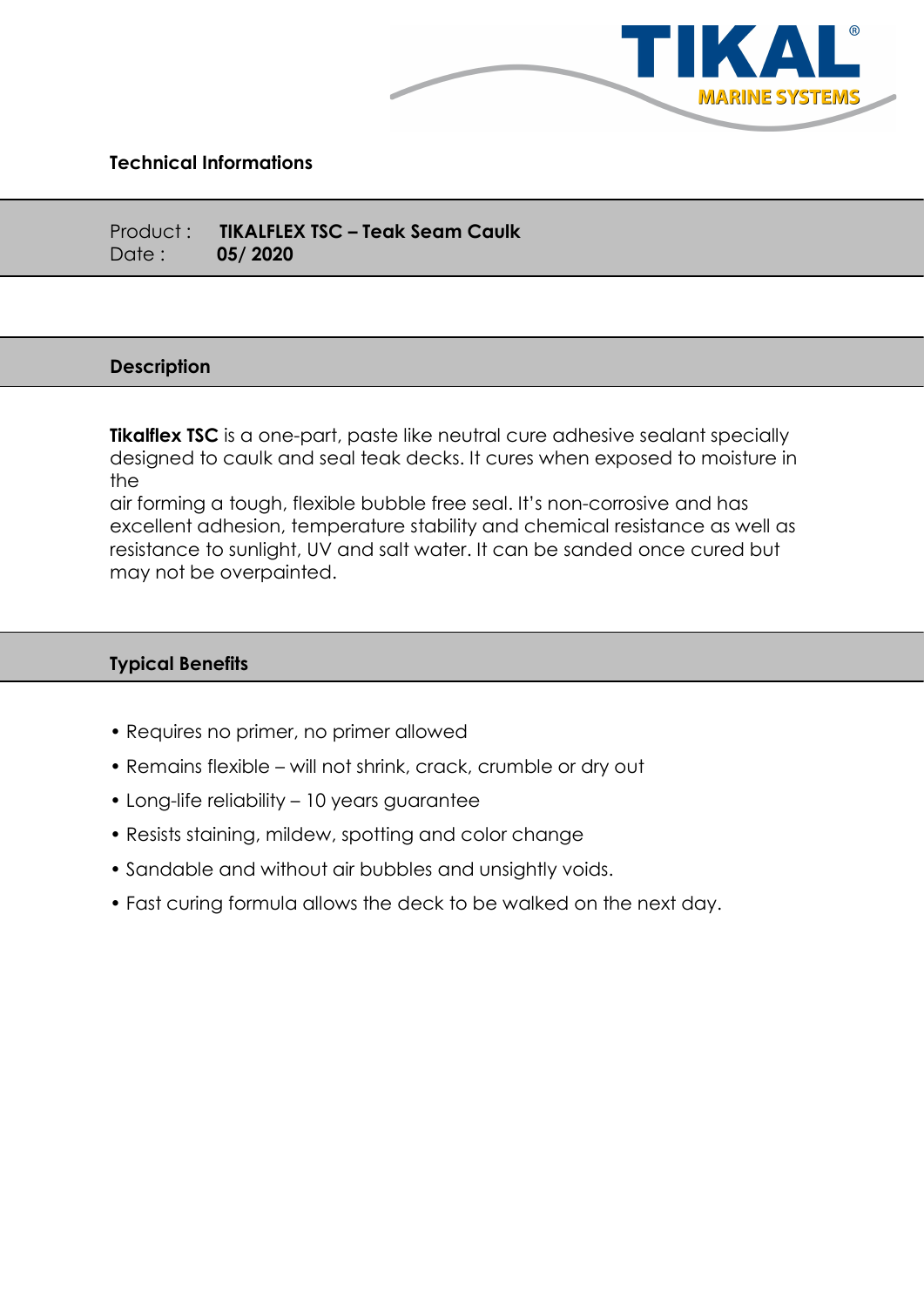TIKAL® MARINE SYSTEMS

**Technical Informations**

Product : **TIKALFLEX TSC – Teak Seam Caulk**
Date : **05/ 2020**

## Description

**Tikalflex TSC** is a one-part, paste like neutral cure adhesive sealant specially designed to caulk and seal teak decks. It cures when exposed to moisture in the air forming a tough, flexible bubble free seal. It's non-corrosive and has excellent adhesion, temperature stability and chemical resistance as well as resistance to sunlight, UV and salt water. It can be sanded once cured but may not be overpainted.

## Typical Benefits

- Requires no primer, no primer allowed
- Remains flexible – will not shrink, crack, crumble or dry out
- Long-life reliability – 10 years guarantee
- Resists staining, mildew, spotting and color change
- Sandable and without air bubbles and unsightly voids.
- Fast curing formula allows the deck to be walked on the next day.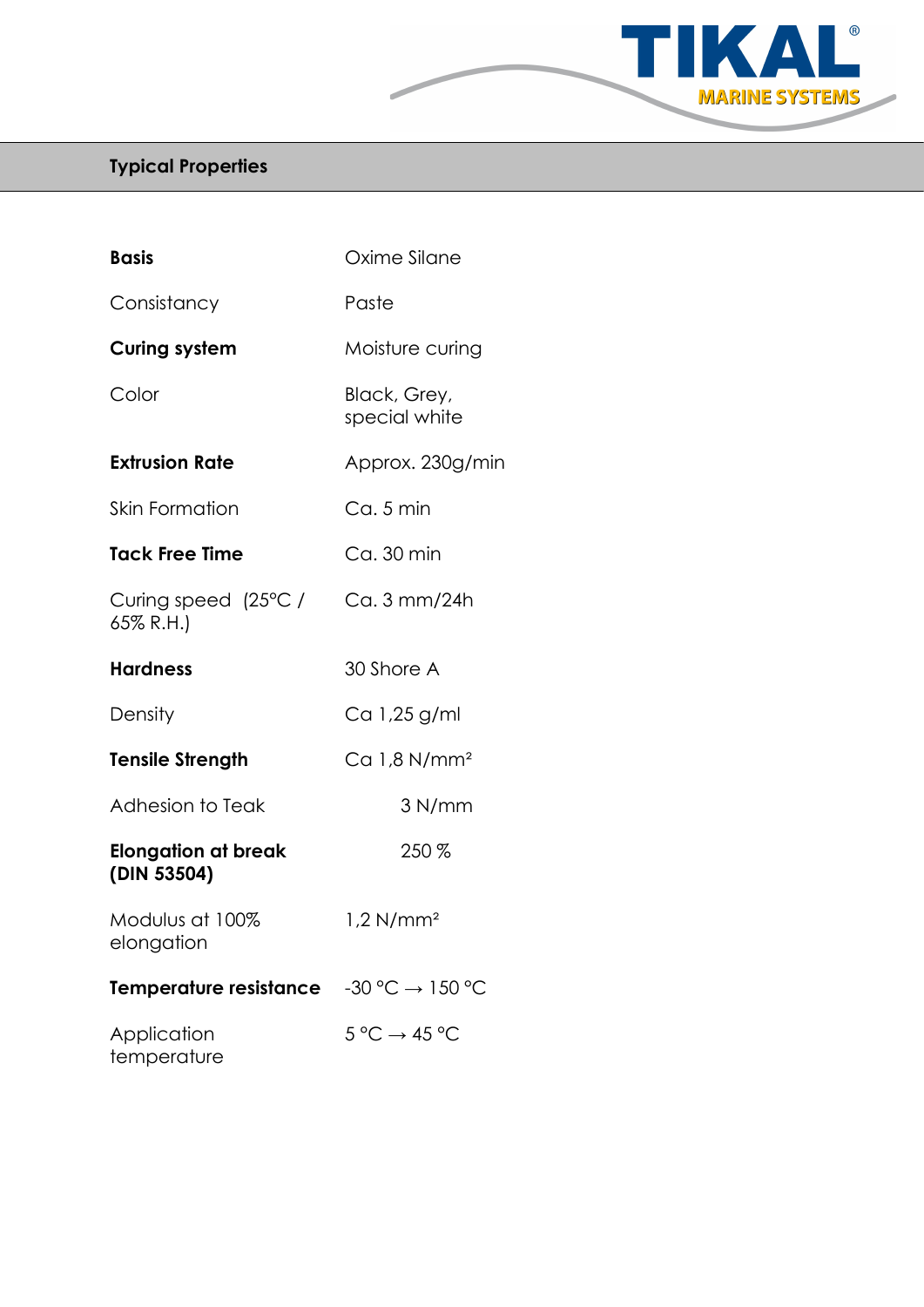## Typical Properties

| | |
|---|---|
| **Basis** | Oxime Silane |
| Consistancy | Paste |
| **Curing system** | Moisture curing |
| Color | Black, Grey, special white |
| **Extrusion Rate** | Approx. 230g/min |
| Skin Formation | Ca. 5 min |
| **Tack Free Time** | Ca. 30 min |
| Curing speed (25°C / 65% R.H.) | Ca. 3 mm/24h |
| **Hardness** | 30 Shore A |
| Density | Ca 1,25 g/ml |
| **Tensile Strength** | Ca 1,8 N/mm² |
| Adhesion to Teak | 3 N/mm |
| **Elongation at break (DIN 53504)** | 250 % |
| Modulus at 100% elongation | 1,2 N/mm² |
| **Temperature resistance** | -30 °C → 150 °C |
| Application temperature | 5 °C → 45 °C |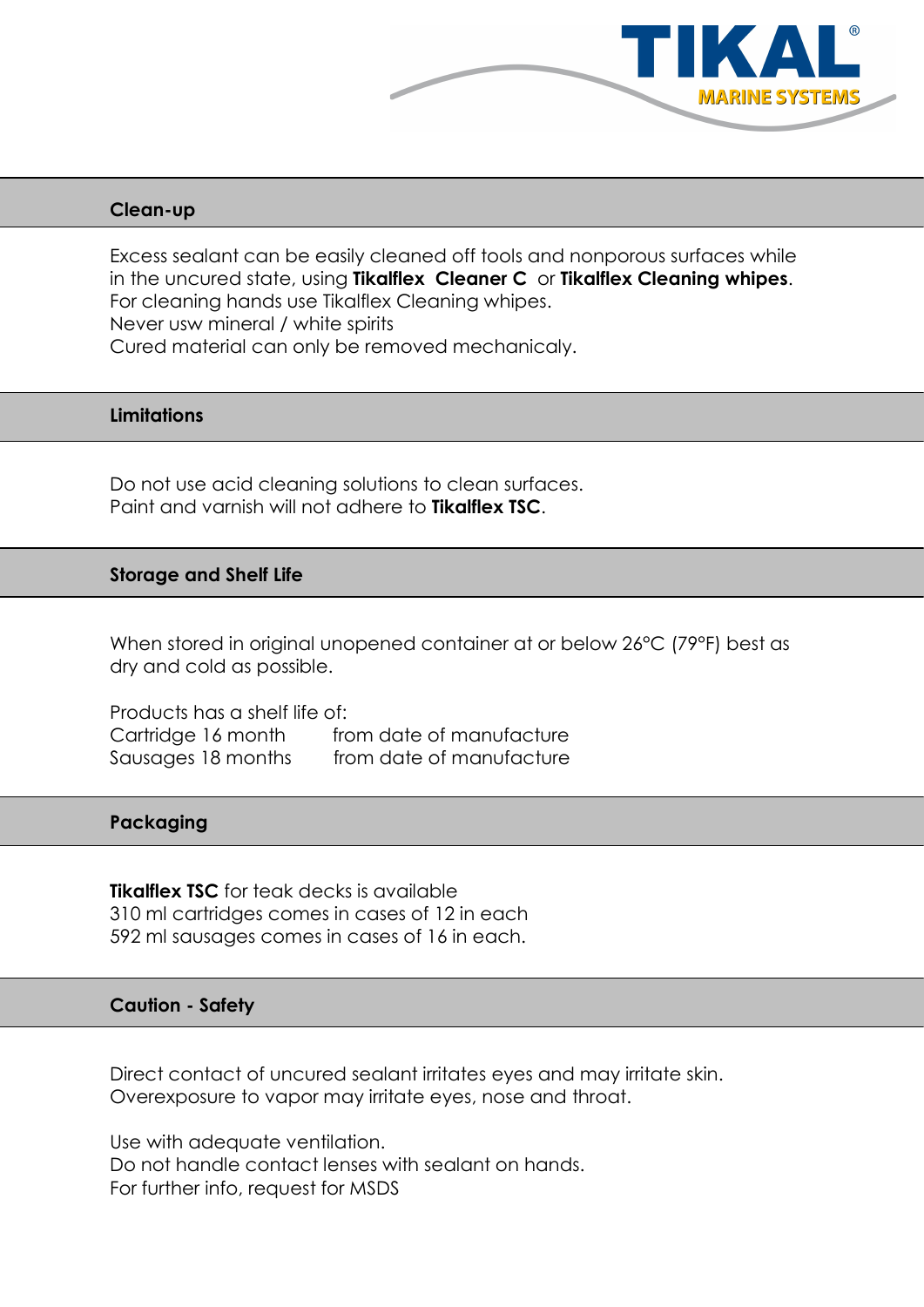## Clean-up

Excess sealant can be easily cleaned off tools and nonporous surfaces while in the uncured state, using **Tikalflex Cleaner C** or **Tikalflex Cleaning whipes**.
For cleaning hands use Tikalflex Cleaning whipes.
Never usw mineral / white spirits
Cured material can only be removed mechanicaly.

## Limitations

Do not use acid cleaning solutions to clean surfaces.
Paint and varnish will not adhere to **Tikalflex TSC**.

## Storage and Shelf Life

When stored in original unopened container at or below 26°C (79°F) best as dry and cold as possible.

Products has a shelf life of:
Cartridge 16 month from date of manufacture
Sausages 18 months from date of manufacture

## Packaging

**Tikalflex TSC** for teak decks is available
310 ml cartridges comes in cases of 12 in each
592 ml sausages comes in cases of 16 in each.

## Caution - Safety

Direct contact of uncured sealant irritates eyes and may irritate skin.
Overexposure to vapor may irritate eyes, nose and throat.

Use with adequate ventilation.
Do not handle contact lenses with sealant on hands.
For further info, request for MSDS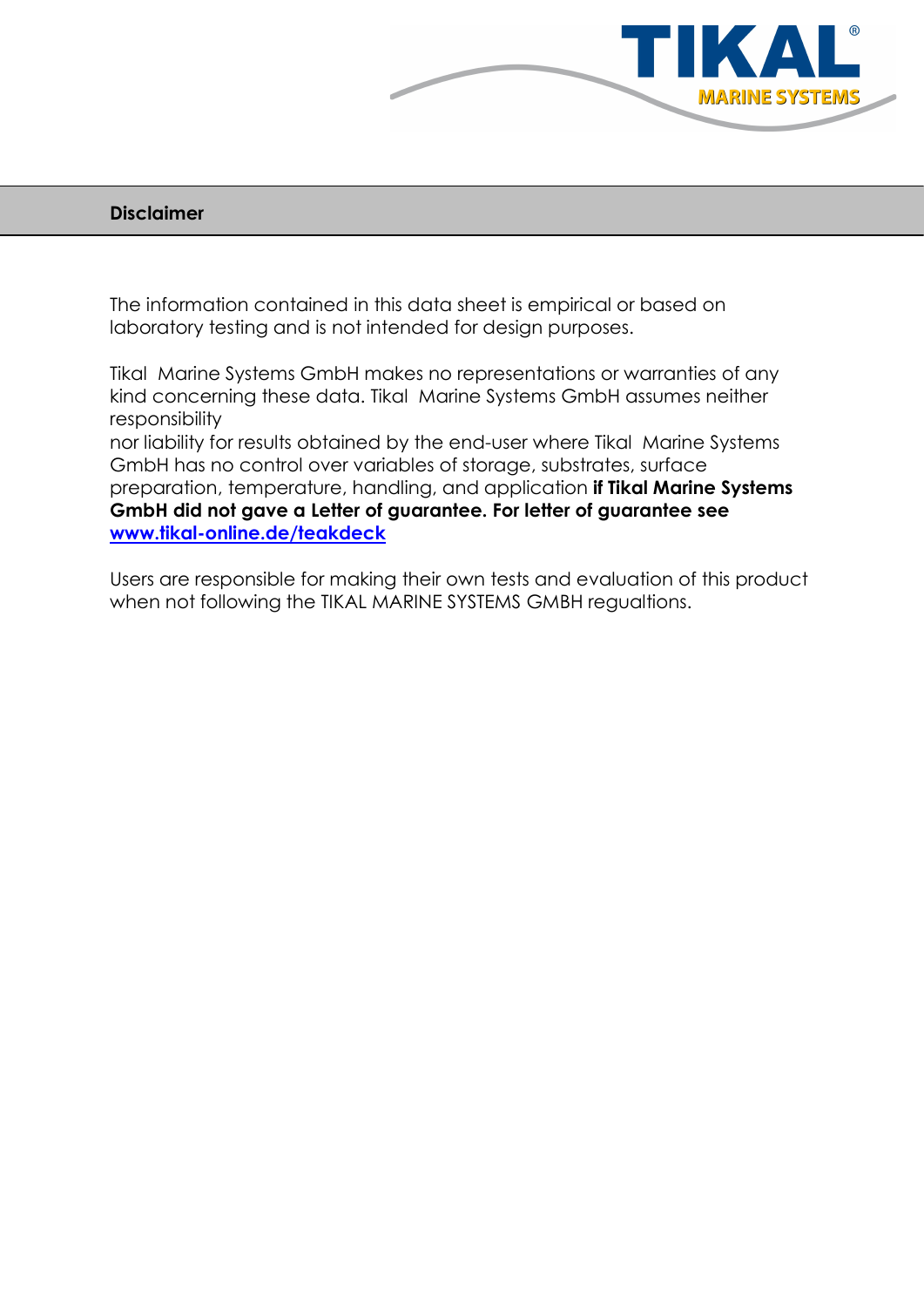## Disclaimer

The information contained in this data sheet is empirical or based on laboratory testing and is not intended for design purposes.

Tikal Marine Systems GmbH makes no representations or warranties of any kind concerning these data. Tikal Marine Systems GmbH assumes neither responsibility nor liability for results obtained by the end-user where Tikal Marine Systems GmbH has no control over variables of storage, substrates, surface preparation, temperature, handling, and application **if Tikal Marine Systems GmbH did not gave a Letter of guarantee. For letter of guarantee see [www.tikal-online.de/teakdeck](www.tikal-online.de/teakdeck)**

Users are responsible for making their own tests and evaluation of this product when not following the TIKAL MARINE SYSTEMS GMBH regualtions.